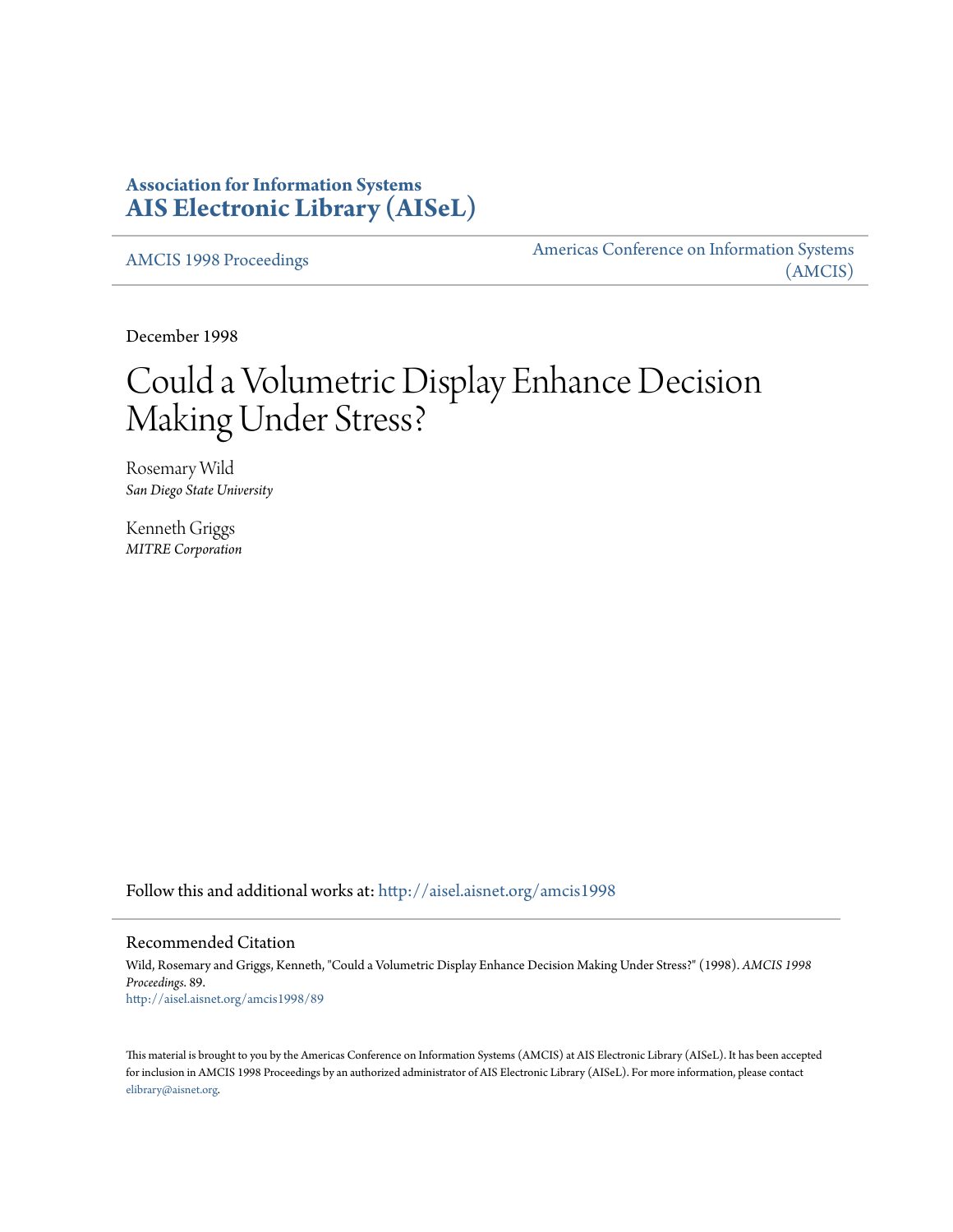# Association for Information Systems
# AIS Electronic Library (AISeL)

AMCIS 1998 Proceedings

Americas Conference on Information Systems (AMCIS)

December 1998

# Could a Volumetric Display Enhance Decision Making Under Stress?

Rosemary Wild
*San Diego State University*

Kenneth Griggs
*MITRE Corporation*

Follow this and additional works at: http://aisel.aisnet.org/amcis1998

## Recommended Citation

Wild, Rosemary and Griggs, Kenneth, "Could a Volumetric Display Enhance Decision Making Under Stress?" (1998). *AMCIS 1998 Proceedings*. 89.
http://aisel.aisnet.org/amcis1998/89

This material is brought to you by the Americas Conference on Information Systems (AMCIS) at AIS Electronic Library (AISeL). It has been accepted for inclusion in AMCIS 1998 Proceedings by an authorized administrator of AIS Electronic Library (AISeL). For more information, please contact elibrary@aisnet.org.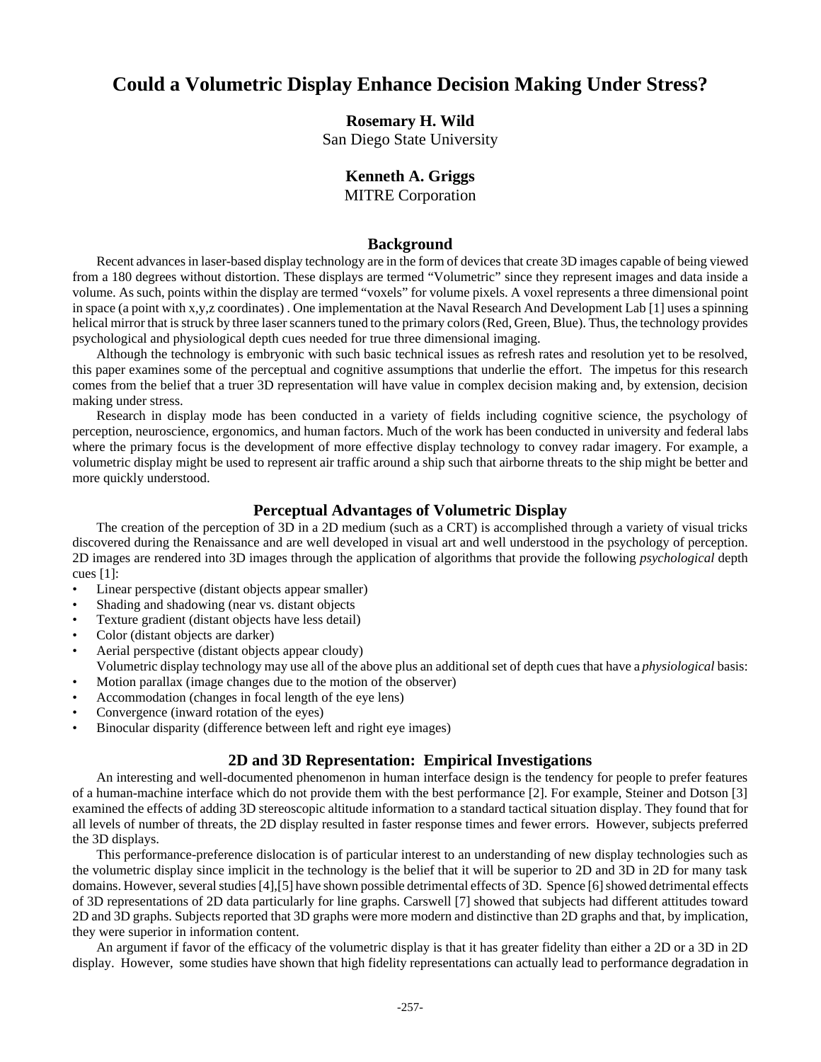# Could a Volumetric Display Enhance Decision Making Under Stress?

**Rosemary H. Wild**
San Diego State University

**Kenneth A. Griggs**
MITRE Corporation

## Background

Recent advances in laser-based display technology are in the form of devices that create 3D images capable of being viewed from a 180 degrees without distortion. These displays are termed "Volumetric" since they represent images and data inside a volume. As such, points within the display are termed "voxels" for volume pixels. A voxel represents a three dimensional point in space (a point with x,y,z coordinates) . One implementation at the Naval Research And Development Lab [1] uses a spinning helical mirror that is struck by three laser scanners tuned to the primary colors (Red, Green, Blue). Thus, the technology provides psychological and physiological depth cues needed for true three dimensional imaging.

Although the technology is embryonic with such basic technical issues as refresh rates and resolution yet to be resolved, this paper examines some of the perceptual and cognitive assumptions that underlie the effort. The impetus for this research comes from the belief that a truer 3D representation will have value in complex decision making and, by extension, decision making under stress.

Research in display mode has been conducted in a variety of fields including cognitive science, the psychology of perception, neuroscience, ergonomics, and human factors. Much of the work has been conducted in university and federal labs where the primary focus is the development of more effective display technology to convey radar imagery. For example, a volumetric display might be used to represent air traffic around a ship such that airborne threats to the ship might be better and more quickly understood.

## Perceptual Advantages of Volumetric Display

The creation of the perception of 3D in a 2D medium (such as a CRT) is accomplished through a variety of visual tricks discovered during the Renaissance and are well developed in visual art and well understood in the psychology of perception. 2D images are rendered into 3D images through the application of algorithms that provide the following *psychological* depth cues [1]:

- Linear perspective (distant objects appear smaller)
- Shading and shadowing (near vs. distant objects
- Texture gradient (distant objects have less detail)
- Color (distant objects are darker)
- Aerial perspective (distant objects appear cloudy)

Volumetric display technology may use all of the above plus an additional set of depth cues that have a *physiological* basis:

- Motion parallax (image changes due to the motion of the observer)
- Accommodation (changes in focal length of the eye lens)
- Convergence (inward rotation of the eyes)
- Binocular disparity (difference between left and right eye images)

## 2D and 3D Representation: Empirical Investigations

An interesting and well-documented phenomenon in human interface design is the tendency for people to prefer features of a human-machine interface which do not provide them with the best performance [2]. For example, Steiner and Dotson [3] examined the effects of adding 3D stereoscopic altitude information to a standard tactical situation display. They found that for all levels of number of threats, the 2D display resulted in faster response times and fewer errors. However, subjects preferred the 3D displays.

This performance-preference dislocation is of particular interest to an understanding of new display technologies such as the volumetric display since implicit in the technology is the belief that it will be superior to 2D and 3D in 2D for many task domains. However, several studies [4],[5] have shown possible detrimental effects of 3D. Spence [6] showed detrimental effects of 3D representations of 2D data particularly for line graphs. Carswell [7] showed that subjects had different attitudes toward 2D and 3D graphs. Subjects reported that 3D graphs were more modern and distinctive than 2D graphs and that, by implication, they were superior in information content.

An argument if favor of the efficacy of the volumetric display is that it has greater fidelity than either a 2D or a 3D in 2D display. However, some studies have shown that high fidelity representations can actually lead to performance degradation in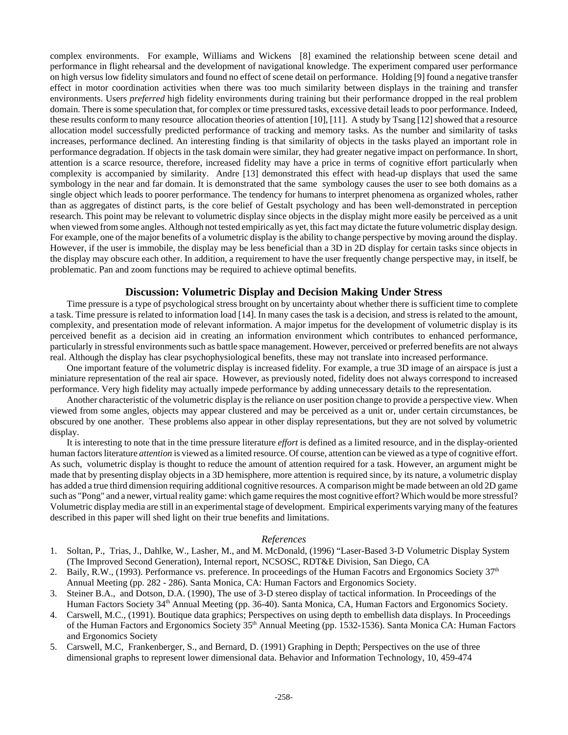complex environments. For example, Williams and Wickens [8] examined the relationship between scene detail and performance in flight rehearsal and the development of navigational knowledge. The experiment compared user performance on high versus low fidelity simulators and found no effect of scene detail on performance. Holding [9] found a negative transfer effect in motor coordination activities when there was too much similarity between displays in the training and transfer environments. Users *preferred* high fidelity environments during training but their performance dropped in the real problem domain. There is some speculation that, for complex or time pressured tasks, excessive detail leads to poor performance. Indeed, these results conform to many resource allocation theories of attention [10], [11]. A study by Tsang [12] showed that a resource allocation model successfully predicted performance of tracking and memory tasks. As the number and similarity of tasks increases, performance declined. An interesting finding is that similarity of objects in the tasks played an important role in performance degradation. If objects in the task domain were similar, they had greater negative impact on performance. In short, attention is a scarce resource, therefore, increased fidelity may have a price in terms of cognitive effort particularly when complexity is accompanied by similarity. Andre [13] demonstrated this effect with head-up displays that used the same symbology in the near and far domain. It is demonstrated that the same symbology causes the user to see both domains as a single object which leads to poorer performance. The tendency for humans to interpret phenomena as organized wholes, rather than as aggregates of distinct parts, is the core belief of Gestalt psychology and has been well-demonstrated in perception research. This point may be relevant to volumetric display since objects in the display might more easily be perceived as a unit when viewed from some angles. Although not tested empirically as yet, this fact may dictate the future volumetric display design. For example, one of the major benefits of a volumetric display is the ability to change perspective by moving around the display. However, if the user is immobile, the display may be less beneficial than a 3D in 2D display for certain tasks since objects in the display may obscure each other. In addition, a requirement to have the user frequently change perspective may, in itself, be problematic. Pan and zoom functions may be required to achieve optimal benefits.

## Discussion: Volumetric Display and Decision Making Under Stress

Time pressure is a type of psychological stress brought on by uncertainty about whether there is sufficient time to complete a task. Time pressure is related to information load [14]. In many cases the task is a decision, and stress is related to the amount, complexity, and presentation mode of relevant information. A major impetus for the development of volumetric display is its perceived benefit as a decision aid in creating an information environment which contributes to enhanced performance, particularly in stressful environments such as battle space management. However, perceived or preferred benefits are not always real. Although the display has clear psychophysiological benefits, these may not translate into increased performance.

One important feature of the volumetric display is increased fidelity. For example, a true 3D image of an airspace is just a miniature representation of the real air space. However, as previously noted, fidelity does not always correspond to increased performance. Very high fidelity may actually impede performance by adding unnecessary details to the representation.

Another characteristic of the volumetric display is the reliance on user position change to provide a perspective view. When viewed from some angles, objects may appear clustered and may be perceived as a unit or, under certain circumstances, be obscured by one another. These problems also appear in other display representations, but they are not solved by volumetric display.

It is interesting to note that in the time pressure literature *effort* is defined as a limited resource, and in the display-oriented human factors literature *attention* is viewed as a limited resource. Of course, attention can be viewed as a type of cognitive effort. As such, volumetric display is thought to reduce the amount of attention required for a task. However, an argument might be made that by presenting display objects in a 3D hemisphere, more attention is required since, by its nature, a volumetric display has added a true third dimension requiring additional cognitive resources. A comparison might be made between an old 2D game such as "Pong" and a newer, virtual reality game: which game requires the most cognitive effort? Which would be more stressful? Volumetric display media are still in an experimental stage of development. Empirical experiments varying many of the features described in this paper will shed light on their true benefits and limitations.

### *References*

1. Soltan, P., Trias, J., Dahlke, W., Lasher, M., and M. McDonald, (1996) "Laser-Based 3-D Volumetric Display System (The Improved Second Generation), Internal report, NCSOSC, RDT&E Division, San Diego, CA
2. Baily, R.W., (1993). Performance vs. preference. In proceedings of the Human Facotrs and Ergonomics Society 37th Annual Meeting (pp. 282 - 286). Santa Monica, CA: Human Factors and Ergonomics Society.
3. Steiner B.A., and Dotson, D.A. (1990), The use of 3-D stereo display of tactical information. In Proceedings of the Human Factors Society 34th Annual Meeting (pp. 36-40). Santa Monica, CA, Human Factors and Ergonomics Society.
4. Carswell, M.C., (1991). Boutique data graphics; Perspectives on using depth to embellish data displays. In Proceedings of the Human Factors and Ergonomics Society 35th Annual Meeting (pp. 1532-1536). Santa Monica CA: Human Factors and Ergonomics Society
5. Carswell, M.C, Frankenberger, S., and Bernard, D. (1991) Graphing in Depth; Perspectives on the use of three dimensional graphs to represent lower dimensional data. Behavior and Information Technology, 10, 459-474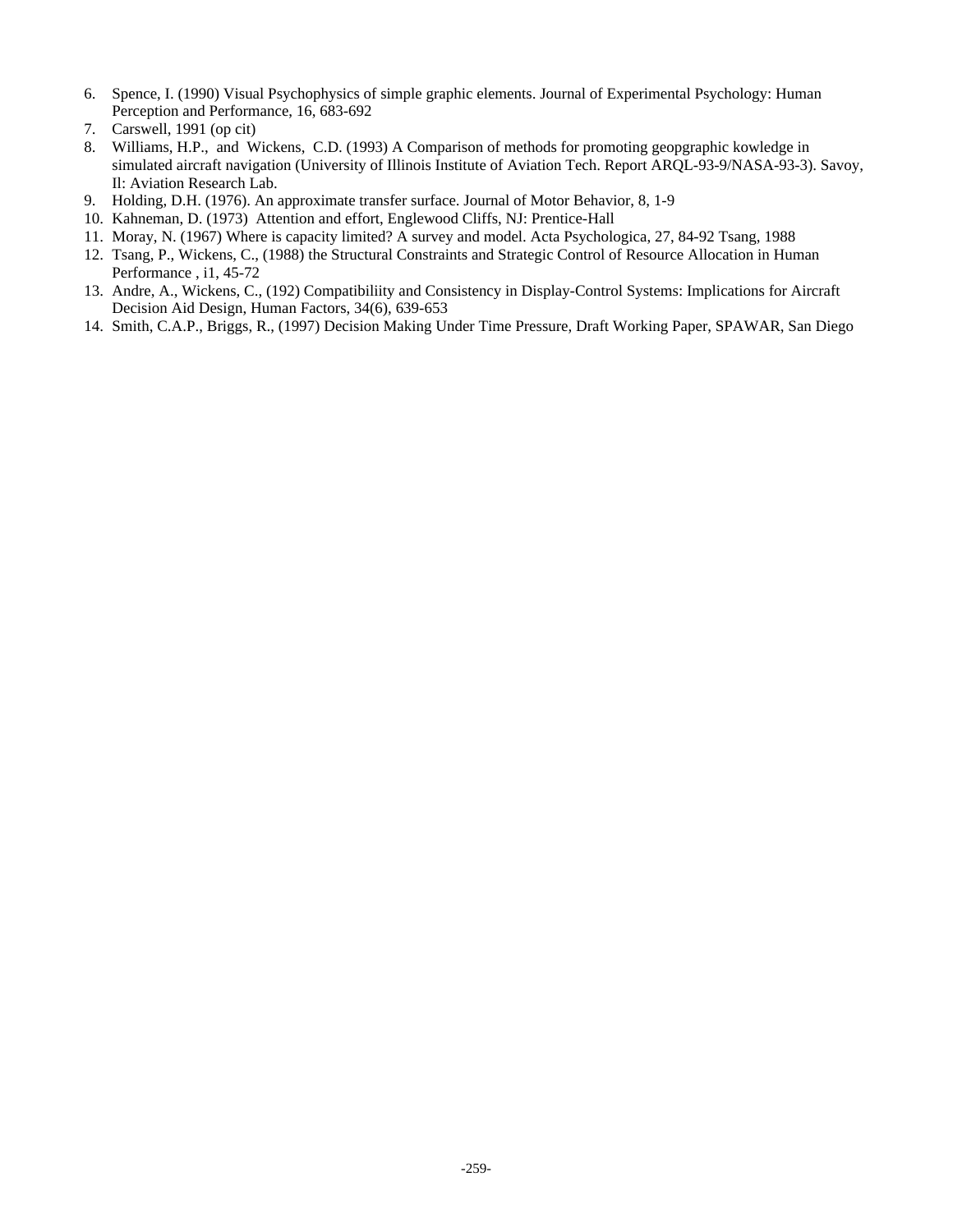6. Spence, I. (1990) Visual Psychophysics of simple graphic elements. Journal of Experimental Psychology: Human Perception and Performance, 16, 683-692
7. Carswell, 1991 (op cit)
8. Williams, H.P., and Wickens, C.D. (1993) A Comparison of methods for promoting geopgraphic kowledge in simulated aircraft navigation (University of Illinois Institute of Aviation Tech. Report ARQL-93-9/NASA-93-3). Savoy, Il: Aviation Research Lab.
9. Holding, D.H. (1976). An approximate transfer surface. Journal of Motor Behavior, 8, 1-9
10. Kahneman, D. (1973) Attention and effort, Englewood Cliffs, NJ: Prentice-Hall
11. Moray, N. (1967) Where is capacity limited? A survey and model. Acta Psychologica, 27, 84-92 Tsang, 1988
12. Tsang, P., Wickens, C., (1988) the Structural Constraints and Strategic Control of Resource Allocation in Human Performance , i1, 45-72
13. Andre, A., Wickens, C., (192) Compatibiliity and Consistency in Display-Control Systems: Implications for Aircraft Decision Aid Design, Human Factors, 34(6), 639-653
14. Smith, C.A.P., Briggs, R., (1997) Decision Making Under Time Pressure, Draft Working Paper, SPAWAR, San Diego